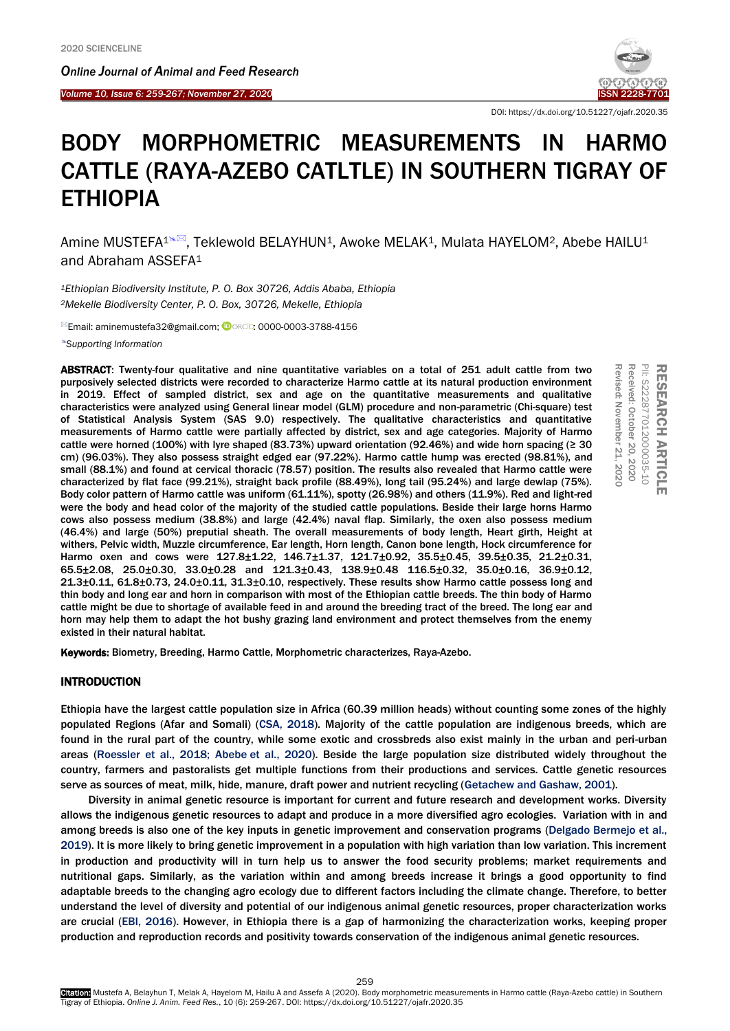DOI: https://dx.doi.org/10.51227/ojafr.2020.35

# BODY MORPHOMETRIC MEASUREMENTS IN HARMO CATTLE (RAYA-AZEBO CATLTLE) IN SOUTHERN TIGRAY OF ETHIOPIA

Amine MUSTEFA[1], Teklewold BELAYHUN[1], Awoke MELAK[1], Mulata HAYELOM[2], Abebe HAILU[1] and Abraham ASSEFA[1]

*[1]Ethiopian Biodiversity Institute, P. O. Box 30726, Addis Ababa, Ethiopia*
*[2]Mekelle Biodiversity Center, P. O. Box, 30726, Mekelle, Ethiopia*

Email: aminemustefa32@gmail.com; ORCID: 0000-0003-3788-4156

*Supporting Information*

RESEARCH ARTICLE
PII: S222877012000035-10
Received: October 20, 2020
Revised: November 21, 2020

**ABSTRACT**: Twenty-four qualitative and nine quantitative variables on a total of 251 adult cattle from two purposively selected districts were recorded to characterize Harmo cattle at its natural production environment in 2019. Effect of sampled district, sex and age on the quantitative measurements and qualitative characteristics were analyzed using General linear model (GLM) procedure and non-parametric (Chi-square) test of Statistical Analysis System (SAS 9.0) respectively. The qualitative characteristics and quantitative measurements of Harmo cattle were partially affected by district, sex and age categories. Majority of Harmo cattle were horned (100%) with lyre shaped (83.73%) upward orientation (92.46%) and wide horn spacing (≥ 30 cm) (96.03%). They also possess straight edged ear (97.22%). Harmo cattle hump was erected (98.81%), and small (88.1%) and found at cervical thoracic (78.57) position. The results also revealed that Harmo cattle were characterized by flat face (99.21%), straight back profile (88.49%), long tail (95.24%) and large dewlap (75%). Body color pattern of Harmo cattle was uniform (61.11%), spotty (26.98%) and others (11.9%). Red and light-red were the body and head color of the majority of the studied cattle populations. Beside their large horns Harmo cows also possess medium (38.8%) and large (42.4%) naval flap. Similarly, the oxen also possess medium (46.4%) and large (50%) preputial sheath. The overall measurements of body length, Heart girth, Height at withers, Pelvic width, Muzzle circumference, Ear length, Horn length, Canon bone length, Hock circumference for Harmo oxen and cows were 127.8±1.22, 146.7±1.37, 121.7±0.92, 35.5±0.45, 39.5±0.35, 21.2±0.31, 65.5±2.08, 25.0±0.30, 33.0±0.28 and 121.3±0.43, 138.9±0.48 116.5±0.32, 35.0±0.16, 36.9±0.12, 21.3±0.11, 61.8±0.73, 24.0±0.11, 31.3±0.10, respectively. These results show Harmo cattle possess long and thin body and long ear and horn in comparison with most of the Ethiopian cattle breeds. The thin body of Harmo cattle might be due to shortage of available feed in and around the breeding tract of the breed. The long ear and horn may help them to adapt the hot bushy grazing land environment and protect themselves from the enemy existed in their natural habitat.

**Keywords:** Biometry, Breeding, Harmo Cattle, Morphometric characterizes, Raya-Azebo.

## INTRODUCTION

Ethiopia have the largest cattle population size in Africa (60.39 million heads) without counting some zones of the highly populated Regions (Afar and Somali) (CSA, 2018). Majority of the cattle population are indigenous breeds, which are found in the rural part of the country, while some exotic and crossbreds also exist mainly in the urban and peri-urban areas (Roessler et al., 2018; Abebe et al., 2020). Beside the large population size distributed widely throughout the country, farmers and pastoralists get multiple functions from their productions and services. Cattle genetic resources serve as sources of meat, milk, hide, manure, draft power and nutrient recycling (Getachew and Gashaw, 2001).

Diversity in animal genetic resource is important for current and future research and development works. Diversity allows the indigenous genetic resources to adapt and produce in a more diversified agro ecologies. Variation with in and among breeds is also one of the key inputs in genetic improvement and conservation programs (Delgado Bermejo et al., 2019). It is more likely to bring genetic improvement in a population with high variation than low variation. This increment in production and productivity will in turn help us to answer the food security problems; market requirements and nutritional gaps. Similarly, as the variation within and among breeds increase it brings a good opportunity to find adaptable breeds to the changing agro ecology due to different factors including the climate change. Therefore, to better understand the level of diversity and potential of our indigenous animal genetic resources, proper characterization works are crucial (EBI, 2016). However, in Ethiopia there is a gap of harmonizing the characterization works, keeping proper production and reproduction records and positivity towards conservation of the indigenous animal genetic resources.

Citation: Mustefa A, Belayhun T, Melak A, Hayelom M, Hailu A and Assefa A (2020). Body morphometric measurements in Harmo cattle (Raya-Azebo cattle) in Southern Tigray of Ethiopia. *Online J. Anim. Feed Res.*, 10 (6): 259-267. DOI: https://dx.doi.org/10.51227/ojafr.2020.35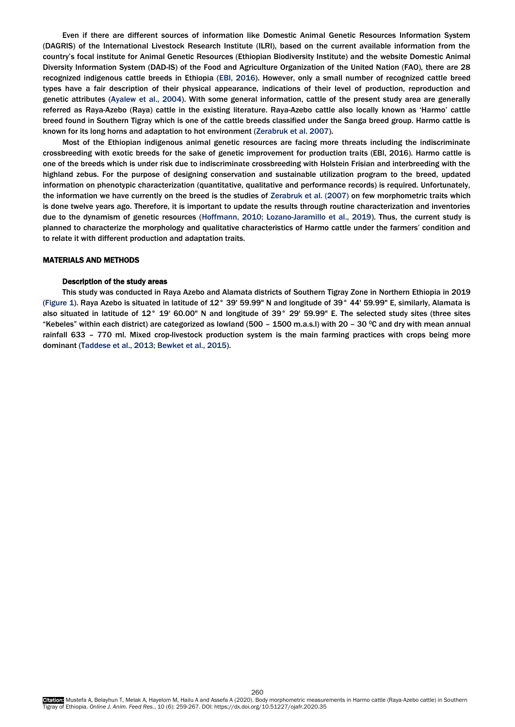Even if there are different sources of information like Domestic Animal Genetic Resources Information System (DAGRIS) of the International Livestock Research Institute (ILRI), based on the current available information from the country's focal institute for Animal Genetic Resources (Ethiopian Biodiversity Institute) and the website Domestic Animal Diversity Information System (DAD-IS) of the Food and Agriculture Organization of the United Nation (FAO), there are 28 recognized indigenous cattle breeds in Ethiopia (EBI, 2016). However, only a small number of recognized cattle breed types have a fair description of their physical appearance, indications of their level of production, reproduction and genetic attributes (Ayalew et al., 2004). With some general information, cattle of the present study area are generally referred as Raya-Azebo (Raya) cattle in the existing literature. Raya-Azebo cattle also locally known as 'Harmo' cattle breed found in Southern Tigray which is one of the cattle breeds classified under the Sanga breed group. Harmo cattle is known for its long horns and adaptation to hot environment (Zerabruk et al. 2007).

Most of the Ethiopian indigenous animal genetic resources are facing more threats including the indiscriminate crossbreeding with exotic breeds for the sake of genetic improvement for production traits (EBI, 2016). Harmo cattle is one of the breeds which is under risk due to indiscriminate crossbreeding with Holstein Frisian and interbreeding with the highland zebus. For the purpose of designing conservation and sustainable utilization program to the breed, updated information on phenotypic characterization (quantitative, qualitative and performance records) is required. Unfortunately, the information we have currently on the breed is the studies of Zerabruk et al. (2007) on few morphometric traits which is done twelve years ago. Therefore, it is important to update the results through routine characterization and inventories due to the dynamism of genetic resources (Hoffmann, 2010; Lozano-Jaramillo et al., 2019). Thus, the current study is planned to characterize the morphology and qualitative characteristics of Harmo cattle under the farmers' condition and to relate it with different production and adaptation traits.

## MATERIALS AND METHODS

### Description of the study areas

This study was conducted in Raya Azebo and Alamata districts of Southern Tigray Zone in Northern Ethiopia in 2019 (Figure 1). Raya Azebo is situated in latitude of 12° 39' 59.99" N and longitude of 39° 44' 59.99" E, similarly, Alamata is also situated in latitude of 12° 19' 60.00" N and longitude of 39° 29' 59.99" E. The selected study sites (three sites "Kebeles" within each district) are categorized as lowland (500 – 1500 m.a.s.l) with 20 – 30 $^{0}$C and dry with mean annual rainfall 633 – 770 ml. Mixed crop-livestock production system is the main farming practices with crops being more dominant (Taddese et al., 2013; Bewket et al., 2015).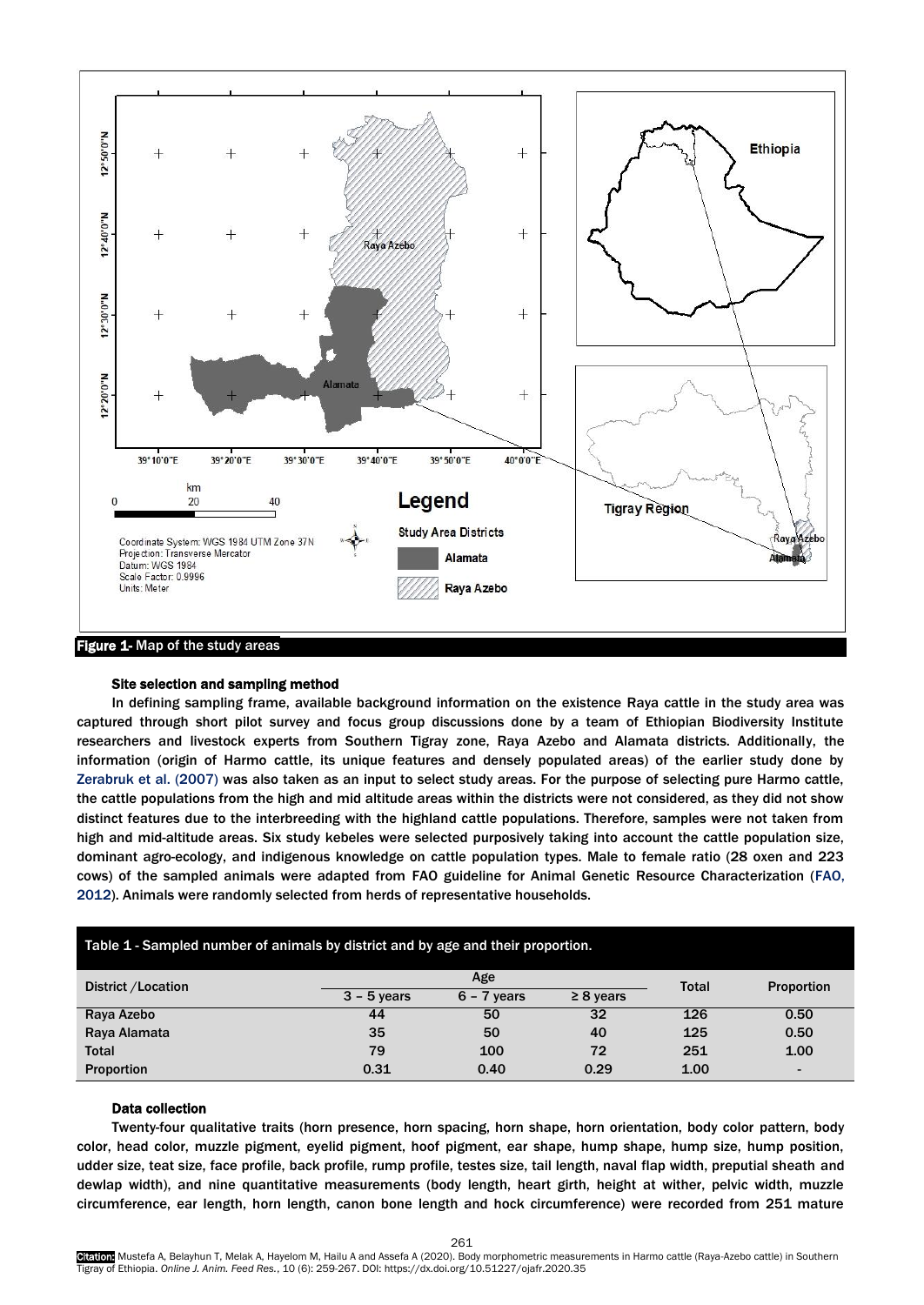Figure 1- Map of the study areas

### Site selection and sampling method

In defining sampling frame, available background information on the existence Raya cattle in the study area was captured through short pilot survey and focus group discussions done by a team of Ethiopian Biodiversity Institute researchers and livestock experts from Southern Tigray zone, Raya Azebo and Alamata districts. Additionally, the information (origin of Harmo cattle, its unique features and densely populated areas) of the earlier study done by Zerabruk et al. (2007) was also taken as an input to select study areas. For the purpose of selecting pure Harmo cattle, the cattle populations from the high and mid altitude areas within the districts were not considered, as they did not show distinct features due to the interbreeding with the highland cattle populations. Therefore, samples were not taken from high and mid-altitude areas. Six study kebeles were selected purposively taking into account the cattle population size, dominant agro-ecology, and indigenous knowledge on cattle population types. Male to female ratio (28 oxen and 223 cows) of the sampled animals were adapted from FAO guideline for Animal Genetic Resource Characterization (FAO, 2012). Animals were randomly selected from herds of representative households.

Table 1 - Sampled number of animals by district and by age and their proportion.

| District /Location | Age | | | Total | Proportion |
|---|---|---|---|---|---|
| | 3 – 5 years | 6 – 7 years | ≥ 8 years | | |
| Raya Azebo | 44 | 50 | 32 | 126 | 0.50 |
| Raya Alamata | 35 | 50 | 40 | 125 | 0.50 |
| Total | 79 | 100 | 72 | 251 | 1.00 |
| Proportion | 0.31 | 0.40 | 0.29 | 1.00 | - |

### Data collection

Twenty-four qualitative traits (horn presence, horn spacing, horn shape, horn orientation, body color pattern, body color, head color, muzzle pigment, eyelid pigment, hoof pigment, ear shape, hump shape, hump size, hump position, udder size, teat size, face profile, back profile, rump profile, testes size, tail length, naval flap width, preputial sheath and dewlap width), and nine quantitative measurements (body length, heart girth, height at wither, pelvic width, muzzle circumference, ear length, horn length, canon bone length and hock circumference) were recorded from 251 mature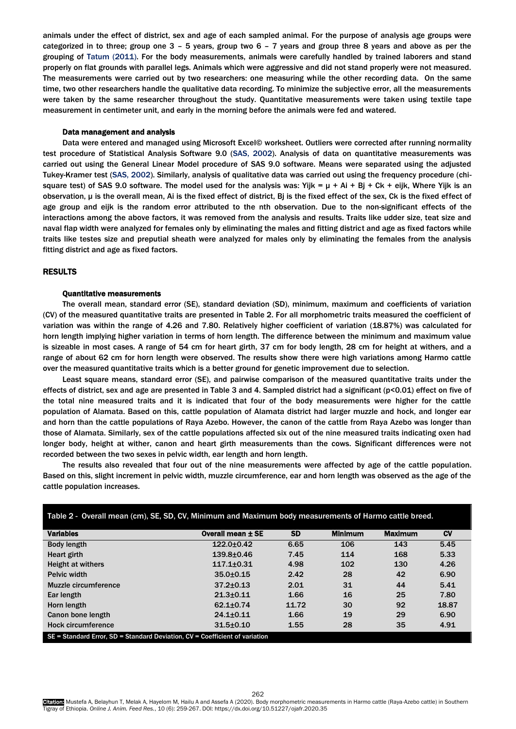animals under the effect of district, sex and age of each sampled animal. For the purpose of analysis age groups were categorized in to three; group one 3 – 5 years, group two 6 – 7 years and group three 8 years and above as per the grouping of Tatum (2011). For the body measurements, animals were carefully handled by trained laborers and stand properly on flat grounds with parallel legs. Animals which were aggressive and did not stand properly were not measured. The measurements were carried out by two researchers: one measuring while the other recording data. On the same time, two other researchers handle the qualitative data recording. To minimize the subjective error, all the measurements were taken by the same researcher throughout the study. Quantitative measurements were taken using textile tape measurement in centimeter unit, and early in the morning before the animals were fed and watered.

### Data management and analysis

Data were entered and managed using Microsoft Excel© worksheet. Outliers were corrected after running normality test procedure of Statistical Analysis Software 9.0 (SAS, 2002). Analysis of data on quantitative measurements was carried out using the General Linear Model procedure of SAS 9.0 software. Means were separated using the adjusted Tukey-Kramer test (SAS, 2002). Similarly, analysis of qualitative data was carried out using the frequency procedure (chi-square test) of SAS 9.0 software. The model used for the analysis was: $Y_{ijk} = \mu + A_i + B_j + C_k + e_{ijk}$, Where $Y_{ijk}$ is an observation, $\mu$ is the overall mean, $A_i$ is the fixed effect of district, $B_j$ is the fixed effect of the sex, $C_k$ is the fixed effect of age group and $e_{ijk}$ is the random error attributed to the nth observation. Due to the non-significant effects of the interactions among the above factors, it was removed from the analysis and results. Traits like udder size, teat size and naval flap width were analyzed for females only by eliminating the males and fitting district and age as fixed factors while traits like testes size and preputial sheath were analyzed for males only by eliminating the females from the analysis fitting district and age as fixed factors.

## RESULTS

### Quantitative measurements

The overall mean, standard error (SE), standard deviation (SD), minimum, maximum and coefficients of variation (CV) of the measured quantitative traits are presented in Table 2. For all morphometric traits measured the coefficient of variation was within the range of 4.26 and 7.80. Relatively higher coefficient of variation (18.87%) was calculated for horn length implying higher variation in terms of horn length. The difference between the minimum and maximum value is sizeable in most cases. A range of 54 cm for heart girth, 37 cm for body length, 28 cm for height at withers, and a range of about 62 cm for horn length were observed. The results show there were high variations among Harmo cattle over the measured quantitative traits which is a better ground for genetic improvement due to selection.

Least square means, standard error (SE), and pairwise comparison of the measured quantitative traits under the effects of district, sex and age are presented in Table 3 and 4. Sampled district had a significant ($p<0.01$) effect on five of the total nine measured traits and it is indicated that four of the body measurements were higher for the cattle population of Alamata. Based on this, cattle population of Alamata district had larger muzzle and hock, and longer ear and horn than the cattle populations of Raya Azebo. However, the canon of the cattle from Raya Azebo was longer than those of Alamata. Similarly, sex of the cattle populations affected six out of the nine measured traits indicating oxen had longer body, height at wither, canon and heart girth measurements than the cows. Significant differences were not recorded between the two sexes in pelvic width, ear length and horn length.

The results also revealed that four out of the nine measurements were affected by age of the cattle population. Based on this, slight increment in pelvic width, muzzle circumference, ear and horn length was observed as the age of the cattle population increases.

Table 2 - Overall mean (cm), SE, SD, CV, Minimum and Maximum body measurements of Harmo cattle breed.

| Variables | Overall mean ± SE | SD | Minimum | Maximum | CV |
|---|---|---|---|---|---|
| Body length | 122.0±0.42 | 6.65 | 106 | 143 | 5.45 |
| Heart girth | 139.8±0.46 | 7.45 | 114 | 168 | 5.33 |
| Height at withers | 117.1±0.31 | 4.98 | 102 | 130 | 4.26 |
| Pelvic width | 35.0±0.15 | 2.42 | 28 | 42 | 6.90 |
| Muzzle circumference | 37.2±0.13 | 2.01 | 31 | 44 | 5.41 |
| Ear length | 21.3±0.11 | 1.66 | 16 | 25 | 7.80 |
| Horn length | 62.1±0.74 | 11.72 | 30 | 92 | 18.87 |
| Canon bone length | 24.1±0.11 | 1.66 | 19 | 29 | 6.90 |
| Hock circumference | 31.5±0.10 | 1.55 | 28 | 35 | 4.91 |

SE = Standard Error, SD = Standard Deviation, CV = Coefficient of variation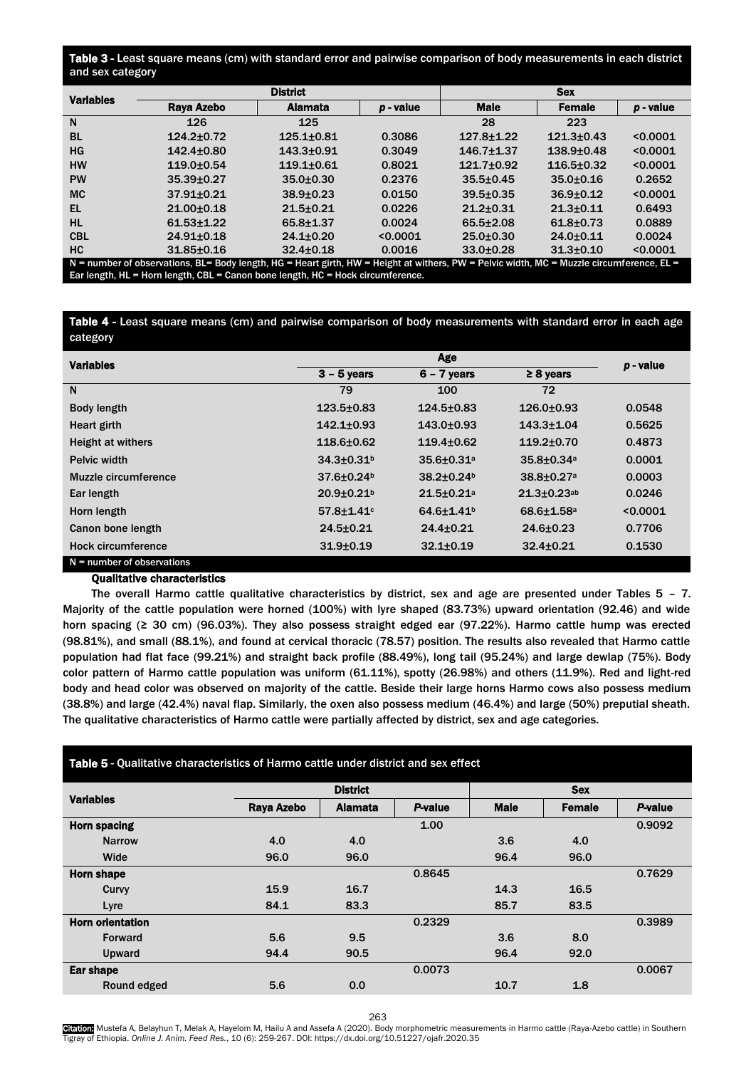**Table 3** - Least square means (cm) with standard error and pairwise comparison of body measurements in each district and sex category

| Variables | District | | | Sex | | |
|---|---|---|---|---|---|---|
| | Raya Azebo | Alamata | *p* - value | Male | Female | *p* - value |
| N | 126 | 125 | | 28 | 223 | |
| BL | 124.2±0.72 | 125.1±0.81 | 0.3086 | 127.8±1.22 | 121.3±0.43 | <0.0001 |
| HG | 142.4±0.80 | 143.3±0.91 | 0.3049 | 146.7±1.37 | 138.9±0.48 | <0.0001 |
| HW | 119.0±0.54 | 119.1±0.61 | 0.8021 | 121.7±0.92 | 116.5±0.32 | <0.0001 |
| PW | 35.39±0.27 | 35.0±0.30 | 0.2376 | 35.5±0.45 | 35.0±0.16 | 0.2652 |
| MC | 37.91±0.21 | 38.9±0.23 | 0.0150 | 39.5±0.35 | 36.9±0.12 | <0.0001 |
| EL | 21.00±0.18 | 21.5±0.21 | 0.0226 | 21.2±0.31 | 21.3±0.11 | 0.6493 |
| HL | 61.53±1.22 | 65.8±1.37 | 0.0024 | 65.5±2.08 | 61.8±0.73 | 0.0889 |
| CBL | 24.91±0.18 | 24.1±0.20 | <0.0001 | 25.0±0.30 | 24.0±0.11 | 0.0024 |
| HC | 31.85±0.16 | 32.4±0.18 | 0.0016 | 33.0±0.28 | 31.3±0.10 | <0.0001 |

N = number of observations, BL= Body length, HG = Heart girth, HW = Height at withers, PW = Pelvic width, MC = Muzzle circumference, EL = Ear length, HL = Horn length, CBL = Canon bone length, HC = Hock circumference.

**Table 4** - Least square means (cm) and pairwise comparison of body measurements with standard error in each age category

| Variables | Age | | | *p* - value |
|---|---|---|---|---|
| | 3 – 5 years | 6 – 7 years | ≥ 8 years | |
| N | 79 | 100 | 72 | |
| Body length | 123.5±0.83 | 124.5±0.83 | 126.0±0.93 | 0.0548 |
| Heart girth | 142.1±0.93 | 143.0±0.93 | 143.3±1.04 | 0.5625 |
| Height at withers | 118.6±0.62 | 119.4±0.62 | 119.2±0.70 | 0.4873 |
| Pelvic width | 34.3±0.31[b] | 35.6±0.31[a] | 35.8±0.34[a] | 0.0001 |
| Muzzle circumference | 37.6±0.24[b] | 38.2±0.24[b] | 38.8±0.27[a] | 0.0003 |
| Ear length | 20.9±0.21[b] | 21.5±0.21[a] | 21.3±0.23[ab] | 0.0246 |
| Horn length | 57.8±1.41[c] | 64.6±1.41[b] | 68.6±1.58[a] | <0.0001 |
| Canon bone length | 24.5±0.21 | 24.4±0.21 | 24.6±0.23 | 0.7706 |
| Hock circumference | 31.9±0.19 | 32.1±0.19 | 32.4±0.21 | 0.1530 |

N = number of observations

### Qualitative characteristics

The overall Harmo cattle qualitative characteristics by district, sex and age are presented under Tables 5 – 7. Majority of the cattle population were horned (100%) with lyre shaped (83.73%) upward orientation (92.46) and wide horn spacing (≥ 30 cm) (96.03%). They also possess straight edged ear (97.22%). Harmo cattle hump was erected (98.81%), and small (88.1%), and found at cervical thoracic (78.57) position. The results also revealed that Harmo cattle population had flat face (99.21%) and straight back profile (88.49%), long tail (95.24%) and large dewlap (75%). Body color pattern of Harmo cattle population was uniform (61.11%), spotty (26.98%) and others (11.9%). Red and light-red body and head color was observed on majority of the cattle. Beside their large horns Harmo cows also possess medium (38.8%) and large (42.4%) naval flap. Similarly, the oxen also possess medium (46.4%) and large (50%) preputial sheath. The qualitative characteristics of Harmo cattle were partially affected by district, sex and age categories.

**Table 5** - Qualitative characteristics of Harmo cattle under district and sex effect

| Variables | District | | | Sex | | |
|---|---|---|---|---|---|---|
| | Raya Azebo | Alamata | *P*-value | Male | Female | *P*-value |
| **Horn spacing** | | | 1.00 | | | 0.9092 |
| Narrow | 4.0 | 4.0 | | 3.6 | 4.0 | |
| Wide | 96.0 | 96.0 | | 96.4 | 96.0 | |
| **Horn shape** | | | 0.8645 | | | 0.7629 |
| Curvy | 15.9 | 16.7 | | 14.3 | 16.5 | |
| Lyre | 84.1 | 83.3 | | 85.7 | 83.5 | |
| **Horn orientation** | | | 0.2329 | | | 0.3989 |
| Forward | 5.6 | 9.5 | | 3.6 | 8.0 | |
| Upward | 94.4 | 90.5 | | 96.4 | 92.0 | |
| **Ear shape** | | | 0.0073 | | | 0.0067 |
| Round edged | 5.6 | 0.0 | | 10.7 | 1.8 | |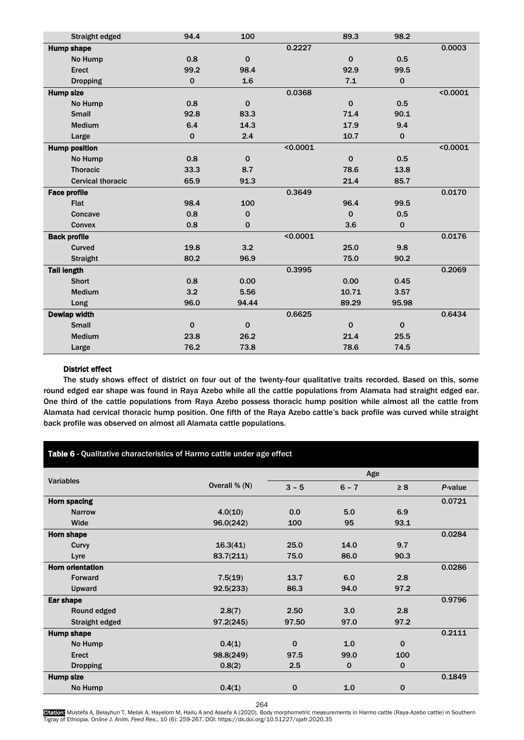| Straight edged | 94.4 | 100 | | 89.3 | 98.2 | |
|---|---|---|---|---|---|---|
| **Hump shape** | | | 0.2227 | | | 0.0003 |
| No Hump | 0.8 | 0 | | 0 | 0.5 | |
| Erect | 99.2 | 98.4 | | 92.9 | 99.5 | |
| Dropping | 0 | 1.6 | | 7.1 | 0 | |
| **Hump size** | | | 0.0368 | | | <0.0001 |
| No Hump | 0.8 | 0 | | 0 | 0.5 | |
| Small | 92.8 | 83.3 | | 71.4 | 90.1 | |
| Medium | 6.4 | 14.3 | | 17.9 | 9.4 | |
| Large | 0 | 2.4 | | 10.7 | 0 | |
| **Hump position** | | | <0.0001 | | | <0.0001 |
| No Hump | 0.8 | 0 | | 0 | 0.5 | |
| Thoracic | 33.3 | 8.7 | | 78.6 | 13.8 | |
| Cervical thoracic | 65.9 | 91.3 | | 21.4 | 85.7 | |
| **Face profile** | | | 0.3649 | | | 0.0170 |
| Flat | 98.4 | 100 | | 96.4 | 99.5 | |
| Concave | 0.8 | 0 | | 0 | 0.5 | |
| Convex | 0.8 | 0 | | 3.6 | 0 | |
| **Back profile** | | | <0.0001 | | | 0.0176 |
| Curved | 19.8 | 3.2 | | 25.0 | 9.8 | |
| Straight | 80.2 | 96.9 | | 75.0 | 90.2 | |
| **Tail length** | | | 0.3995 | | | 0.2069 |
| Short | 0.8 | 0.00 | | 0.00 | 0.45 | |
| Medium | 3.2 | 5.56 | | 10.71 | 3.57 | |
| Long | 96.0 | 94.44 | | 89.29 | 95.98 | |
| **Dewlap width** | | | 0.6625 | | | 0.6434 |
| Small | 0 | 0 | | 0 | 0 | |
| Medium | 23.8 | 26.2 | | 21.4 | 25.5 | |
| Large | 76.2 | 73.8 | | 78.6 | 74.5 | |

**District effect**

The study shows effect of district on four out of the twenty-four qualitative traits recorded. Based on this, some round edged ear shape was found in Raya Azebo while all the cattle populations from Alamata had straight edged ear. One third of the cattle populations from Raya Azebo possess thoracic hump position while almost all the cattle from Alamata had cervical thoracic hump position. One fifth of the Raya Azebo cattle's back profile was curved while straight back profile was observed on almost all Alamata cattle populations.

**Table 6** - Qualitative characteristics of Harmo cattle under age effect

| Variables | Overall % (N) | Age | | | |
|---|---|---|---|---|---|
| | | 3 – 5 | 6 – 7 | ≥ 8 | *P*-value |
| **Horn spacing** | | | | | 0.0721 |
| Narrow | 4.0(10) | 0.0 | 5.0 | 6.9 | |
| Wide | 96.0(242) | 100 | 95 | 93.1 | |
| **Horn shape** | | | | | 0.0284 |
| Curvy | 16.3(41) | 25.0 | 14.0 | 9.7 | |
| Lyre | 83.7(211) | 75.0 | 86.0 | 90.3 | |
| **Horn orientation** | | | | | 0.0286 |
| Forward | 7.5(19) | 13.7 | 6.0 | 2.8 | |
| Upward | 92.5(233) | 86.3 | 94.0 | 97.2 | |
| **Ear shape** | | | | | 0.9796 |
| Round edged | 2.8(7) | 2.50 | 3.0 | 2.8 | |
| Straight edged | 97.2(245) | 97.50 | 97.0 | 97.2 | |
| **Hump shape** | | | | | 0.2111 |
| No Hump | 0.4(1) | 0 | 1.0 | 0 | |
| Erect | 98.8(249) | 97.5 | 99.0 | 100 | |
| Dropping | 0.8(2) | 2.5 | 0 | 0 | |
| **Hump size** | | | | | 0.1849 |
| No Hump | 0.4(1) | 0 | 1.0 | 0 | |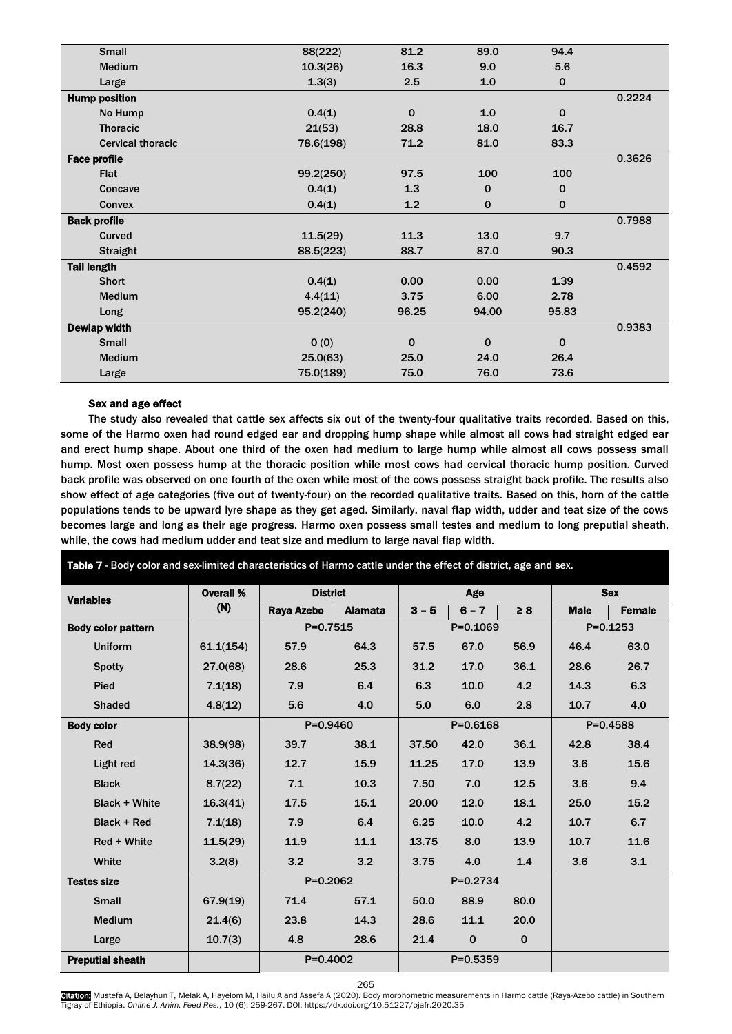| | | | | | |
|---|---|---|---|---|---|
| Small | 88(222) | 81.2 | 89.0 | 94.4 | |
| Medium | 10.3(26) | 16.3 | 9.0 | 5.6 | |
| Large | 1.3(3) | 2.5 | 1.0 | 0 | |
| **Hump position** | | | | | 0.2224 |
| No Hump | 0.4(1) | 0 | 1.0 | 0 | |
| Thoracic | 21(53) | 28.8 | 18.0 | 16.7 | |
| Cervical thoracic | 78.6(198) | 71.2 | 81.0 | 83.3 | |
| **Face profile** | | | | | 0.3626 |
| Flat | 99.2(250) | 97.5 | 100 | 100 | |
| Concave | 0.4(1) | 1.3 | 0 | 0 | |
| Convex | 0.4(1) | 1.2 | 0 | 0 | |
| **Back profile** | | | | | 0.7988 |
| Curved | 11.5(29) | 11.3 | 13.0 | 9.7 | |
| Straight | 88.5(223) | 88.7 | 87.0 | 90.3 | |
| **Tail length** | | | | | 0.4592 |
| Short | 0.4(1) | 0.00 | 0.00 | 1.39 | |
| Medium | 4.4(11) | 3.75 | 6.00 | 2.78 | |
| Long | 95.2(240) | 96.25 | 94.00 | 95.83 | |
| **Dewlap width** | | | | | 0.9383 |
| Small | 0 (0) | 0 | 0 | 0 | |
| Medium | 25.0(63) | 25.0 | 24.0 | 26.4 | |
| Large | 75.0(189) | 75.0 | 76.0 | 73.6 | |

### Sex and age effect

The study also revealed that cattle sex affects six out of the twenty-four qualitative traits recorded. Based on this, some of the Harmo oxen had round edged ear and dropping hump shape while almost all cows had straight edged ear and erect hump shape. About one third of the oxen had medium to large hump while almost all cows possess small hump. Most oxen possess hump at the thoracic position while most cows had cervical thoracic hump position. Curved back profile was observed on one fourth of the oxen while most of the cows possess straight back profile. The results also show effect of age categories (five out of twenty-four) on the recorded qualitative traits. Based on this, horn of the cattle populations tends to be upward lyre shape as they get aged. Similarly, naval flap width, udder and teat size of the cows becomes large and long as their age progress. Harmo oxen possess small testes and medium to long preputial sheath, while, the cows had medium udder and teat size and medium to large naval flap width.

**Table 7** - Body color and sex-limited characteristics of Harmo cattle under the effect of district, age and sex.

| Variables | Overall % (N) | District | | Age | | | Sex | |
|---|---|---|---|---|---|---|---|---|
| | | Raya Azebo | Alamata | 3 – 5 | 6 – 7 | ≥ 8 | Male | Female |
| **Body color pattern** | | P=0.7515 | | P=0.1069 | | | P=0.1253 | |
| Uniform | 61.1(154) | 57.9 | 64.3 | 57.5 | 67.0 | 56.9 | 46.4 | 63.0 |
| Spotty | 27.0(68) | 28.6 | 25.3 | 31.2 | 17.0 | 36.1 | 28.6 | 26.7 |
| Pied | 7.1(18) | 7.9 | 6.4 | 6.3 | 10.0 | 4.2 | 14.3 | 6.3 |
| Shaded | 4.8(12) | 5.6 | 4.0 | 5.0 | 6.0 | 2.8 | 10.7 | 4.0 |
| **Body color** | | P=0.9460 | | P=0.6168 | | | P=0.4588 | |
| Red | 38.9(98) | 39.7 | 38.1 | 37.50 | 42.0 | 36.1 | 42.8 | 38.4 |
| Light red | 14.3(36) | 12.7 | 15.9 | 11.25 | 17.0 | 13.9 | 3.6 | 15.6 |
| Black | 8.7(22) | 7.1 | 10.3 | 7.50 | 7.0 | 12.5 | 3.6 | 9.4 |
| Black + White | 16.3(41) | 17.5 | 15.1 | 20.00 | 12.0 | 18.1 | 25.0 | 15.2 |
| Black + Red | 7.1(18) | 7.9 | 6.4 | 6.25 | 10.0 | 4.2 | 10.7 | 6.7 |
| Red + White | 11.5(29) | 11.9 | 11.1 | 13.75 | 8.0 | 13.9 | 10.7 | 11.6 |
| White | 3.2(8) | 3.2 | 3.2 | 3.75 | 4.0 | 1.4 | 3.6 | 3.1 |
| **Testes size** | | P=0.2062 | | P=0.2734 | | | | |
| Small | 67.9(19) | 71.4 | 57.1 | 50.0 | 88.9 | 80.0 | | |
| Medium | 21.4(6) | 23.8 | 14.3 | 28.6 | 11.1 | 20.0 | | |
| Large | 10.7(3) | 4.8 | 28.6 | 21.4 | 0 | 0 | | |
| **Preputial sheath** | | P=0.4002 | | P=0.5359 | | | | |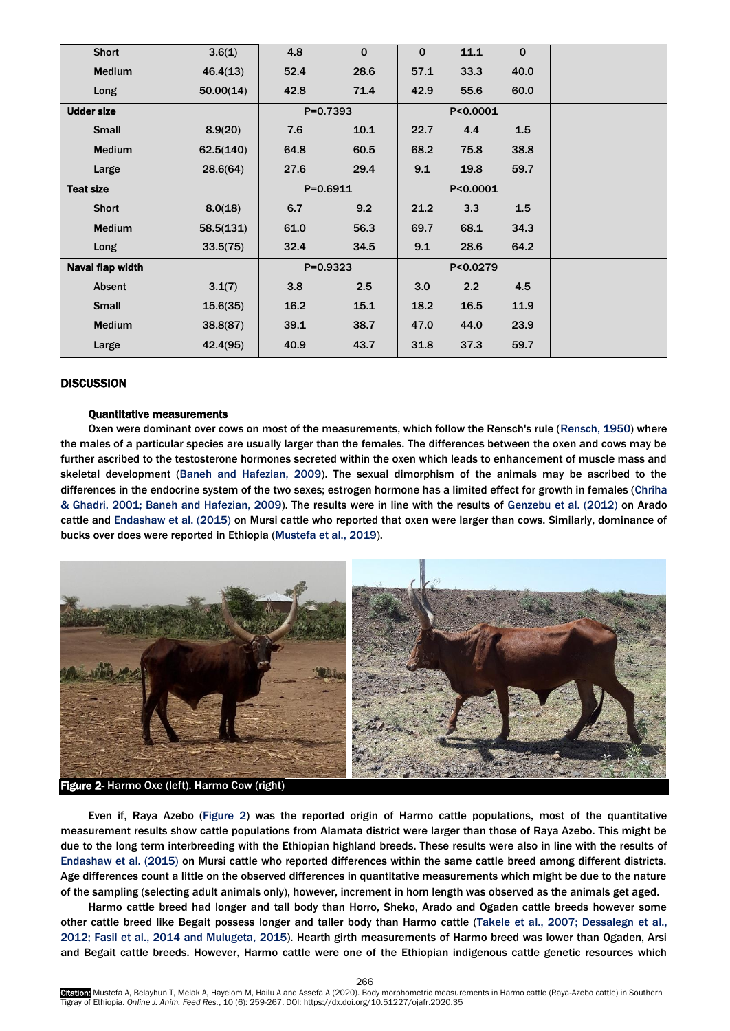| | | | | | | | |
|---|---|---|---|---|---|---|---|
| Short | 3.6(1) | 4.8 | 0 | 0 | 11.1 | 0 | |
| Medium | 46.4(13) | 52.4 | 28.6 | 57.1 | 33.3 | 40.0 | |
| Long | 50.00(14) | 42.8 | 71.4 | 42.9 | 55.6 | 60.0 | |
| **Udder size** | | P=0.7393 | | P<0.0001 | | | |
| Small | 8.9(20) | 7.6 | 10.1 | 22.7 | 4.4 | 1.5 | |
| Medium | 62.5(140) | 64.8 | 60.5 | 68.2 | 75.8 | 38.8 | |
| Large | 28.6(64) | 27.6 | 29.4 | 9.1 | 19.8 | 59.7 | |
| **Teat size** | | P=0.6911 | | P<0.0001 | | | |
| Short | 8.0(18) | 6.7 | 9.2 | 21.2 | 3.3 | 1.5 | |
| Medium | 58.5(131) | 61.0 | 56.3 | 69.7 | 68.1 | 34.3 | |
| Long | 33.5(75) | 32.4 | 34.5 | 9.1 | 28.6 | 64.2 | |
| **Naval flap width** | | P=0.9323 | | P<0.0279 | | | |
| Absent | 3.1(7) | 3.8 | 2.5 | 3.0 | 2.2 | 4.5 | |
| Small | 15.6(35) | 16.2 | 15.1 | 18.2 | 16.5 | 11.9 | |
| Medium | 38.8(87) | 39.1 | 38.7 | 47.0 | 44.0 | 23.9 | |
| Large | 42.4(95) | 40.9 | 43.7 | 31.8 | 37.3 | 59.7 | |

## DISCUSSION

### Quantitative measurements

Oxen were dominant over cows on most of the measurements, which follow the Rensch's rule (Rensch, 1950) where the males of a particular species are usually larger than the females. The differences between the oxen and cows may be further ascribed to the testosterone hormones secreted within the oxen which leads to enhancement of muscle mass and skeletal development (Baneh and Hafezian, 2009). The sexual dimorphism of the animals may be ascribed to the differences in the endocrine system of the two sexes; estrogen hormone has a limited effect for growth in females (Chriha & Ghadri, 2001; Baneh and Hafezian, 2009). The results were in line with the results of Genzebu et al. (2012) on Arado cattle and Endashaw et al. (2015) on Mursi cattle who reported that oxen were larger than cows. Similarly, dominance of bucks over does were reported in Ethiopia (Mustefa et al., 2019).

**Figure 2**- Harmo Oxe (left). Harmo Cow (right)

Even if, Raya Azebo (Figure 2) was the reported origin of Harmo cattle populations, most of the quantitative measurement results show cattle populations from Alamata district were larger than those of Raya Azebo. This might be due to the long term interbreeding with the Ethiopian highland breeds. These results were also in line with the results of Endashaw et al. (2015) on Mursi cattle who reported differences within the same cattle breed among different districts. Age differences count a little on the observed differences in quantitative measurements which might be due to the nature of the sampling (selecting adult animals only), however, increment in horn length was observed as the animals get aged.

Harmo cattle breed had longer and tall body than Horro, Sheko, Arado and Ogaden cattle breeds however some other cattle breed like Begait possess longer and taller body than Harmo cattle (Takele et al., 2007; Dessalegn et al., 2012; Fasil et al., 2014 and Mulugeta, 2015). Hearth girth measurements of Harmo breed was lower than Ogaden, Arsi and Begait cattle breeds. However, Harmo cattle were one of the Ethiopian indigenous cattle genetic resources which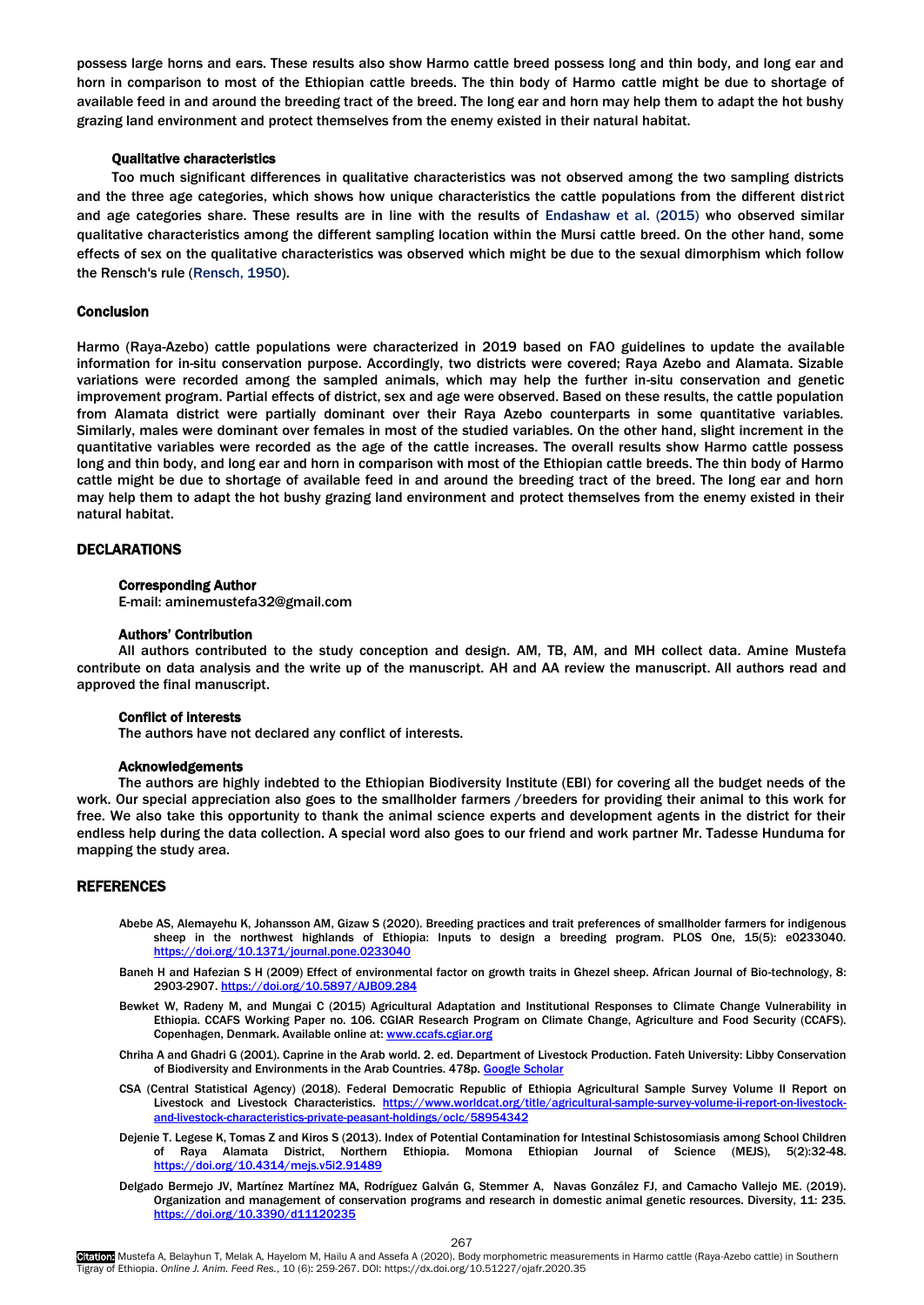possess large horns and ears. These results also show Harmo cattle breed possess long and thin body, and long ear and horn in comparison to most of the Ethiopian cattle breeds. The thin body of Harmo cattle might be due to shortage of available feed in and around the breeding tract of the breed. The long ear and horn may help them to adapt the hot bushy grazing land environment and protect themselves from the enemy existed in their natural habitat.

### Qualitative characteristics

Too much significant differences in qualitative characteristics was not observed among the two sampling districts and the three age categories, which shows how unique characteristics the cattle populations from the different district and age categories share. These results are in line with the results of Endashaw et al. (2015) who observed similar qualitative characteristics among the different sampling location within the Mursi cattle breed. On the other hand, some effects of sex on the qualitative characteristics was observed which might be due to the sexual dimorphism which follow the Rensch's rule (Rensch, 1950).

## Conclusion

Harmo (Raya-Azebo) cattle populations were characterized in 2019 based on FAO guidelines to update the available information for in-situ conservation purpose. Accordingly, two districts were covered; Raya Azebo and Alamata. Sizable variations were recorded among the sampled animals, which may help the further in-situ conservation and genetic improvement program. Partial effects of district, sex and age were observed. Based on these results, the cattle population from Alamata district were partially dominant over their Raya Azebo counterparts in some quantitative variables. Similarly, males were dominant over females in most of the studied variables. On the other hand, slight increment in the quantitative variables were recorded as the age of the cattle increases. The overall results show Harmo cattle possess long and thin body, and long ear and horn in comparison with most of the Ethiopian cattle breeds. The thin body of Harmo cattle might be due to shortage of available feed in and around the breeding tract of the breed. The long ear and horn may help them to adapt the hot bushy grazing land environment and protect themselves from the enemy existed in their natural habitat.

## DECLARATIONS

### Corresponding Author

E-mail: aminemustefa32@gmail.com

### Authors' Contribution

All authors contributed to the study conception and design. AM, TB, AM, and MH collect data. Amine Mustefa contribute on data analysis and the write up of the manuscript. AH and AA review the manuscript. All authors read and approved the final manuscript.

### Conflict of interests

The authors have not declared any conflict of interests.

### Acknowledgements

The authors are highly indebted to the Ethiopian Biodiversity Institute (EBI) for covering all the budget needs of the work. Our special appreciation also goes to the smallholder farmers /breeders for providing their animal to this work for free. We also take this opportunity to thank the animal science experts and development agents in the district for their endless help during the data collection. A special word also goes to our friend and work partner Mr. Tadesse Hunduma for mapping the study area.

## REFERENCES

Abebe AS, Alemayehu K, Johansson AM, Gizaw S (2020). Breeding practices and trait preferences of smallholder farmers for indigenous sheep in the northwest highlands of Ethiopia: Inputs to design a breeding program. PLOS One, 15(5): e0233040. https://doi.org/10.1371/journal.pone.0233040

Baneh H and Hafezian S H (2009) Effect of environmental factor on growth traits in Ghezel sheep. African Journal of Bio-technology, 8: 2903-2907. https://doi.org/10.5897/AJB09.284

Bewket W, Radeny M, and Mungai C (2015) Agricultural Adaptation and Institutional Responses to Climate Change Vulnerability in Ethiopia. CCAFS Working Paper no. 106. CGIAR Research Program on Climate Change, Agriculture and Food Security (CCAFS). Copenhagen, Denmark. Available online at: www.ccafs.cgiar.org

Chriha A and Ghadri G (2001). Caprine in the Arab world. 2. ed. Department of Livestock Production. Fateh University: Libby Conservation of Biodiversity and Environments in the Arab Countries. 478p. Google Scholar

CSA (Central Statistical Agency) (2018). Federal Democratic Republic of Ethiopia Agricultural Sample Survey Volume II Report on Livestock and Livestock Characteristics. https://www.worldcat.org/title/agricultural-sample-survey-volume-ii-report-on-livestock-and-livestock-characteristics-private-peasant-holdings/oclc/58954342

Dejenie T. Legese K, Tomas Z and Kiros S (2013). Index of Potential Contamination for Intestinal Schistosomiasis among School Children of Raya Alamata District, Northern Ethiopia. Momona Ethiopian Journal of Science (MEJS), 5(2):32-48. https://doi.org/10.4314/mejs.v5i2.91489

Delgado Bermejo JV, Martínez Martínez MA, Rodríguez Galván G, Stemmer A, Navas González FJ, and Camacho Vallejo ME. (2019). Organization and management of conservation programs and research in domestic animal genetic resources. Diversity, 11: 235. https://doi.org/10.3390/d11120235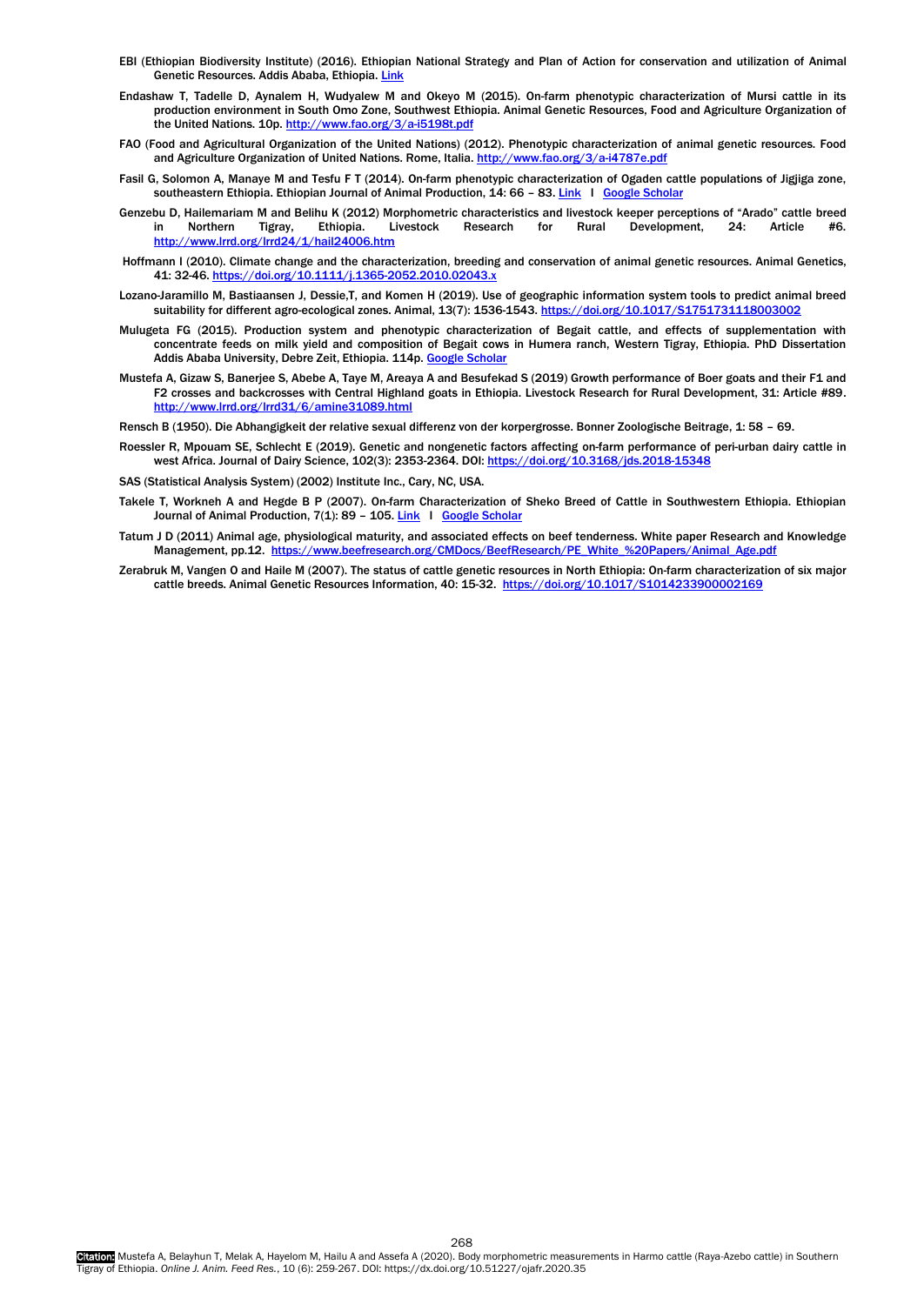EBI (Ethiopian Biodiversity Institute) (2016). Ethiopian National Strategy and Plan of Action for conservation and utilization of Animal Genetic Resources. Addis Ababa, Ethiopia. Link

Endashaw T, Tadelle D, Aynalem H, Wudyalew M and Okeyo M (2015). On-farm phenotypic characterization of Mursi cattle in its production environment in South Omo Zone, Southwest Ethiopia. Animal Genetic Resources, Food and Agriculture Organization of the United Nations. 10p. http://www.fao.org/3/a-i5198t.pdf

FAO (Food and Agricultural Organization of the United Nations) (2012). Phenotypic characterization of animal genetic resources. Food and Agriculture Organization of United Nations. Rome, Italia. http://www.fao.org/3/a-i4787e.pdf

Fasil G, Solomon A, Manaye M and Tesfu F T (2014). On-farm phenotypic characterization of Ogaden cattle populations of Jigjiga zone, southeastern Ethiopia. Ethiopian Journal of Animal Production, 14: 66 – 83. Link I Google Scholar

Genzebu D, Hailemariam M and Belihu K (2012) Morphometric characteristics and livestock keeper perceptions of "Arado" cattle breed in Northern Tigray, Ethiopia. Livestock Research for Rural Development, 24: Article #6. http://www.lrrd.org/lrrd24/1/hail24006.htm

Hoffmann I (2010). Climate change and the characterization, breeding and conservation of animal genetic resources. Animal Genetics, 41: 32-46. https://doi.org/10.1111/j.1365-2052.2010.02043.x

Lozano-Jaramillo M, Bastiaansen J, Dessie,T, and Komen H (2019). Use of geographic information system tools to predict animal breed suitability for different agro-ecological zones. Animal, 13(7): 1536-1543. https://doi.org/10.1017/S1751731118003002

Mulugeta FG (2015). Production system and phenotypic characterization of Begait cattle, and effects of supplementation with concentrate feeds on milk yield and composition of Begait cows in Humera ranch, Western Tigray, Ethiopia. PhD Dissertation Addis Ababa University, Debre Zeit, Ethiopia. 114p. Google Scholar

Mustefa A, Gizaw S, Banerjee S, Abebe A, Taye M, Areaya A and Besufekad S (2019) Growth performance of Boer goats and their F1 and F2 crosses and backcrosses with Central Highland goats in Ethiopia. Livestock Research for Rural Development, 31: Article #89. http://www.lrrd.org/lrrd31/6/amine31089.html

Rensch B (1950). Die Abhangigkeit der relative sexual differenz von der korpergrosse. Bonner Zoologische Beitrage, 1: 58 – 69.

Roessler R, Mpouam SE, Schlecht E (2019). Genetic and nongenetic factors affecting on-farm performance of peri-urban dairy cattle in west Africa. Journal of Dairy Science, 102(3): 2353-2364. DOI: https://doi.org/10.3168/jds.2018-15348

SAS (Statistical Analysis System) (2002) Institute Inc., Cary, NC, USA.

Takele T, Workneh A and Hegde B P (2007). On-farm Characterization of Sheko Breed of Cattle in Southwestern Ethiopia. Ethiopian Journal of Animal Production, 7(1): 89 – 105. Link I Google Scholar

Tatum J D (2011) Animal age, physiological maturity, and associated effects on beef tenderness. White paper Research and Knowledge Management, pp.12. https://www.beefresearch.org/CMDocs/BeefResearch/PE_White_%20Papers/Animal_Age.pdf

Zerabruk M, Vangen O and Haile M (2007). The status of cattle genetic resources in North Ethiopia: On-farm characterization of six major cattle breeds. Animal Genetic Resources Information, 40: 15-32. https://doi.org/10.1017/S1014233900002169